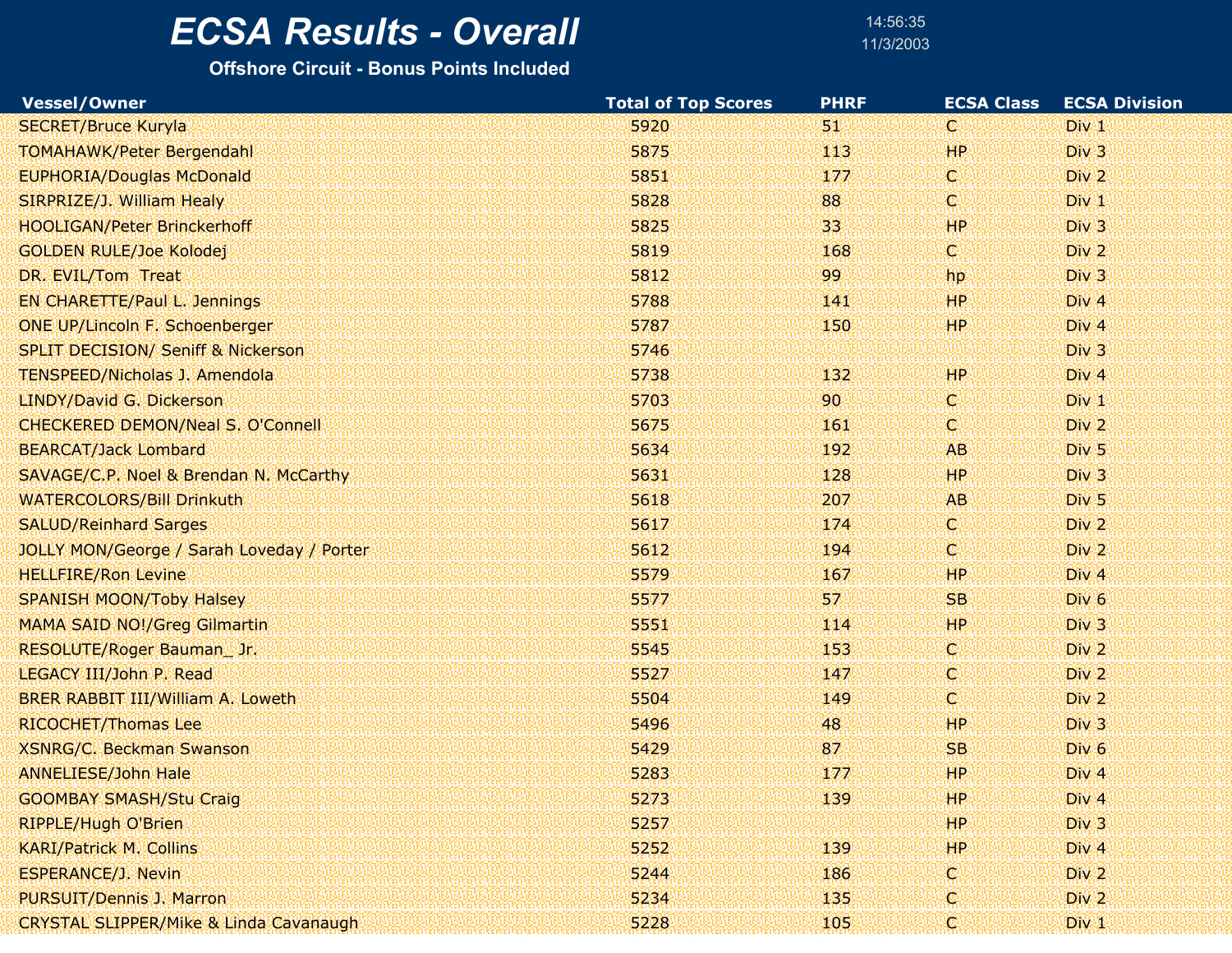# ECSA Results - Overall

**Offshore Circuit - Bonus Points Included**

14:56:35
11/3/2003

| Vessel/Owner | Total of Top Scores | PHRF | ECSA Class | ECSA Division |
|---|---|---|---|---|
| SECRET/Bruce Kuryla | 5920 | 51 | C | Div 1 |
| TOMAHAWK/Peter Bergendahl | 5875 | 113 | HP | Div 3 |
| EUPHORIA/Douglas McDonald | 5851 | 177 | C | Div 2 |
| SIRPRIZE/J. William Healy | 5828 | 88 | C | Div 1 |
| HOOLIGAN/Peter Brinckerhoff | 5825 | 33 | HP | Div 3 |
| GOLDEN RULE/Joe Kolodej | 5819 | 168 | C | Div 2 |
| DR. EVIL/Tom  Treat | 5812 | 99 | hp | Div 3 |
| EN CHARETTE/Paul L. Jennings | 5788 | 141 | HP | Div 4 |
| ONE UP/Lincoln F. Schoenberger | 5787 | 150 | HP | Div 4 |
| SPLIT DECISION/ Seniff & Nickerson | 5746 | | | Div 3 |
| TENSPEED/Nicholas J. Amendola | 5738 | 132 | HP | Div 4 |
| LINDY/David G. Dickerson | 5703 | 90 | C | Div 1 |
| CHECKERED DEMON/Neal S. O'Connell | 5675 | 161 | C | Div 2 |
| BEARCAT/Jack Lombard | 5634 | 192 | AB | Div 5 |
| SAVAGE/C.P. Noel & Brendan N. McCarthy | 5631 | 128 | HP | Div 3 |
| WATERCOLORS/Bill Drinkuth | 5618 | 207 | AB | Div 5 |
| SALUD/Reinhard Sarges | 5617 | 174 | C | Div 2 |
| JOLLY MON/George / Sarah Loveday / Porter | 5612 | 194 | C | Div 2 |
| HELLFIRE/Ron Levine | 5579 | 167 | HP | Div 4 |
| SPANISH MOON/Toby Halsey | 5577 | 57 | SB | Div 6 |
| MAMA SAID NO!/Greg Gilmartin | 5551 | 114 | HP | Div 3 |
| RESOLUTE/Roger Bauman_ Jr. | 5545 | 153 | C | Div 2 |
| LEGACY III/John P. Read | 5527 | 147 | C | Div 2 |
| BRER RABBIT III/William A. Loweth | 5504 | 149 | C | Div 2 |
| RICOCHET/Thomas Lee | 5496 | 48 | HP | Div 3 |
| XSNRG/C. Beckman Swanson | 5429 | 87 | SB | Div 6 |
| ANNELIESE/John Hale | 5283 | 177 | HP | Div 4 |
| GOOMBAY SMASH/Stu Craig | 5273 | 139 | HP | Div 4 |
| RIPPLE/Hugh O'Brien | 5257 | | HP | Div 3 |
| KARI/Patrick M. Collins | 5252 | 139 | HP | Div 4 |
| ESPERANCE/J. Nevin | 5244 | 186 | C | Div 2 |
| PURSUIT/Dennis J. Marron | 5234 | 135 | C | Div 2 |
| CRYSTAL SLIPPER/Mike & Linda Cavanaugh | 5228 | 105 | C | Div 1 |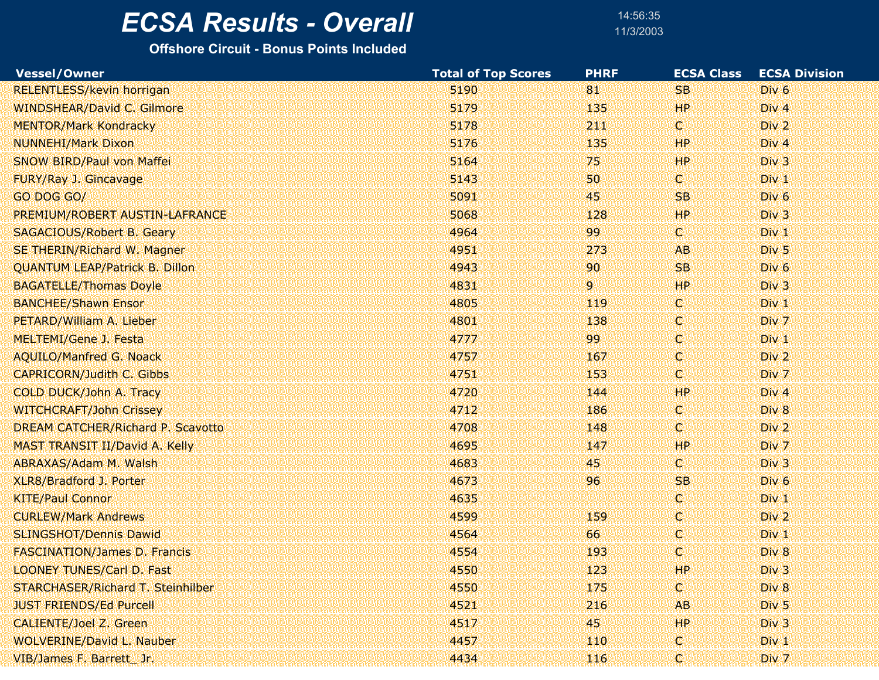# ECSA Results - Overall

**Offshore Circuit - Bonus Points Included**

14:56:35
11/3/2003

| Vessel/Owner | Total of Top Scores | PHRF | ECSA Class | ECSA Division |
|---|---|---|---|---|
| RELENTLESS/kevin horrigan | 5190 | 81 | SB | Div 6 |
| WINDSHEAR/David C. Gilmore | 5179 | 135 | HP | Div 4 |
| MENTOR/Mark Kondracky | 5178 | 211 | C | Div 2 |
| NUNNEHI/Mark Dixon | 5176 | 135 | HP | Div 4 |
| SNOW BIRD/Paul von Maffei | 5164 | 75 | HP | Div 3 |
| FURY/Ray J. Gincavage | 5143 | 50 | C | Div 1 |
| GO DOG GO/ | 5091 | 45 | SB | Div 6 |
| PREMIUM/ROBERT AUSTIN-LAFRANCE | 5068 | 128 | HP | Div 3 |
| SAGACIOUS/Robert B. Geary | 4964 | 99 | C | Div 1 |
| SE THERIN/Richard W. Magner | 4951 | 273 | AB | Div 5 |
| QUANTUM LEAP/Patrick B. Dillon | 4943 | 90 | SB | Div 6 |
| BAGATELLE/Thomas Doyle | 4831 | 9 | HP | Div 3 |
| BANCHEE/Shawn Ensor | 4805 | 119 | C | Div 1 |
| PETARD/William A. Lieber | 4801 | 138 | C | Div 7 |
| MELTEMI/Gene J. Festa | 4777 | 99 | C | Div 1 |
| AQUILO/Manfred G. Noack | 4757 | 167 | C | Div 2 |
| CAPRICORN/Judith C. Gibbs | 4751 | 153 | C | Div 7 |
| COLD DUCK/John A. Tracy | 4720 | 144 | HP | Div 4 |
| WITCHCRAFT/John Crissey | 4712 | 186 | C | Div 8 |
| DREAM CATCHER/Richard P. Scavotto | 4708 | 148 | C | Div 2 |
| MAST TRANSIT II/David A. Kelly | 4695 | 147 | HP | Div 7 |
| ABRAXAS/Adam M. Walsh | 4683 | 45 | C | Div 3 |
| XLR8/Bradford J. Porter | 4673 | 96 | SB | Div 6 |
| KITE/Paul Connor | 4635 | | C | Div 1 |
| CURLEW/Mark Andrews | 4599 | 159 | C | Div 2 |
| SLINGSHOT/Dennis Dawid | 4564 | 66 | C | Div 1 |
| FASCINATION/James D. Francis | 4554 | 193 | C | Div 8 |
| LOONEY TUNES/Carl D. Fast | 4550 | 123 | HP | Div 3 |
| STARCHASER/Richard T. Steinhilber | 4550 | 175 | C | Div 8 |
| JUST FRIENDS/Ed Purcell | 4521 | 216 | AB | Div 5 |
| CALIENTE/Joel Z. Green | 4517 | 45 | HP | Div 3 |
| WOLVERINE/David L. Nauber | 4457 | 110 | C | Div 1 |
| VIB/James F. Barrett_ Jr. | 4434 | 116 | C | Div 7 |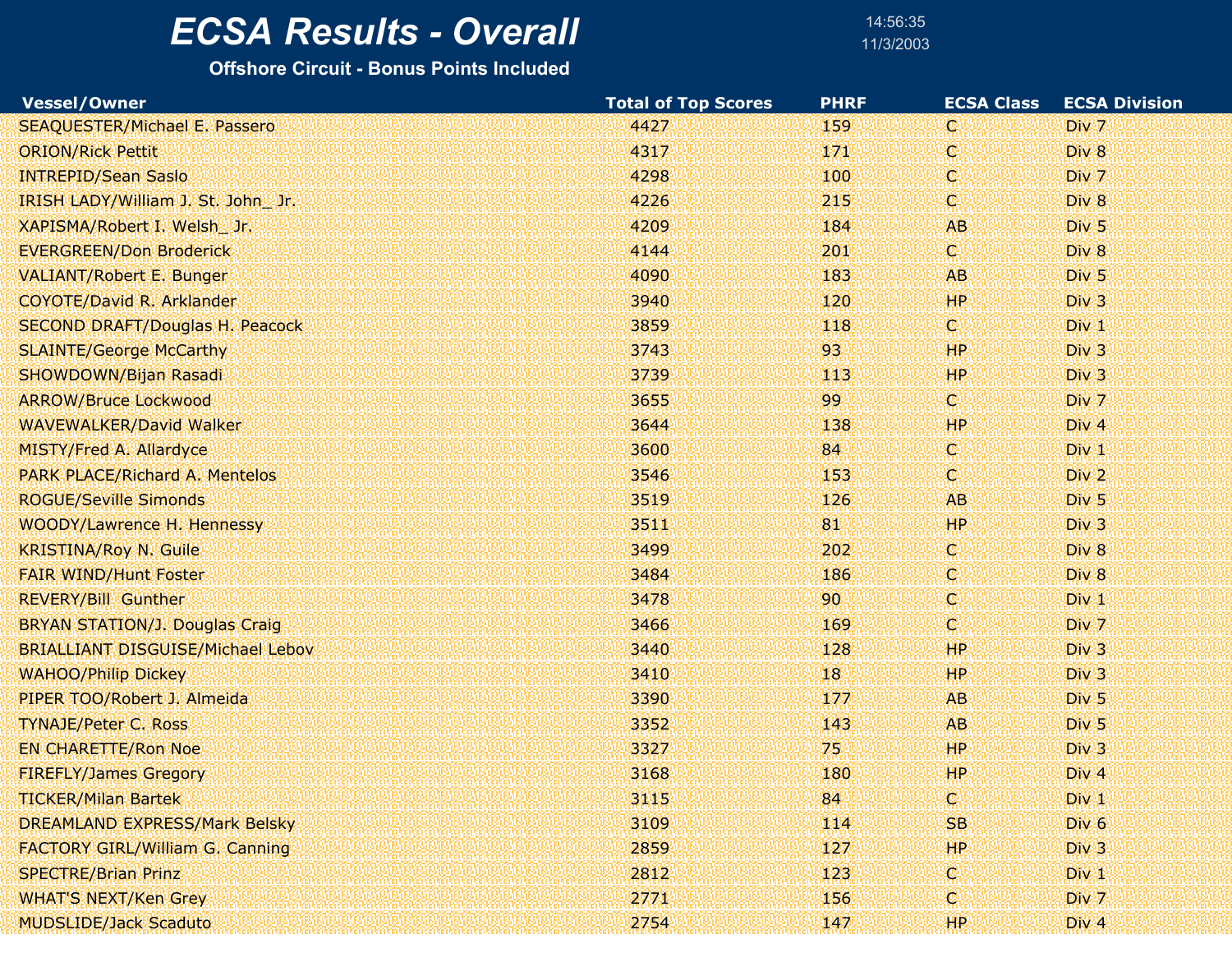# ECSA Results - Overall

**Offshore Circuit - Bonus Points Included**

14:56:35
11/3/2003

| Vessel/Owner | Total of Top Scores | PHRF | ECSA Class | ECSA Division |
|---|---|---|---|---|
| SEAQUESTER/Michael E. Passero | 4427 | 159 | C | Div 7 |
| ORION/Rick Pettit | 4317 | 171 | C | Div 8 |
| INTREPID/Sean Saslo | 4298 | 100 | C | Div 7 |
| IRISH LADY/William J. St. John_ Jr. | 4226 | 215 | C | Div 8 |
| XAPISMA/Robert I. Welsh_ Jr. | 4209 | 184 | AB | Div 5 |
| EVERGREEN/Don Broderick | 4144 | 201 | C | Div 8 |
| VALIANT/Robert E. Bunger | 4090 | 183 | AB | Div 5 |
| COYOTE/David R. Arklander | 3940 | 120 | HP | Div 3 |
| SECOND DRAFT/Douglas H. Peacock | 3859 | 118 | C | Div 1 |
| SLAINTE/George McCarthy | 3743 | 93 | HP | Div 3 |
| SHOWDOWN/Bijan Rasadi | 3739 | 113 | HP | Div 3 |
| ARROW/Bruce Lockwood | 3655 | 99 | C | Div 7 |
| WAVEWALKER/David Walker | 3644 | 138 | HP | Div 4 |
| MISTY/Fred A. Allardyce | 3600 | 84 | C | Div 1 |
| PARK PLACE/Richard A. Mentelos | 3546 | 153 | C | Div 2 |
| ROGUE/Seville Simonds | 3519 | 126 | AB | Div 5 |
| WOODY/Lawrence H. Hennessy | 3511 | 81 | HP | Div 3 |
| KRISTINA/Roy N. Guile | 3499 | 202 | C | Div 8 |
| FAIR WIND/Hunt Foster | 3484 | 186 | C | Div 8 |
| REVERY/Bill Gunther | 3478 | 90 | C | Div 1 |
| BRYAN STATION/J. Douglas Craig | 3466 | 169 | C | Div 7 |
| BRIALLIANT DISGUISE/Michael Lebov | 3440 | 128 | HP | Div 3 |
| WAHOO/Philip Dickey | 3410 | 18 | HP | Div 3 |
| PIPER TOO/Robert J. Almeida | 3390 | 177 | AB | Div 5 |
| TYNAJE/Peter C. Ross | 3352 | 143 | AB | Div 5 |
| EN CHARETTE/Ron Noe | 3327 | 75 | HP | Div 3 |
| FIREFLY/James Gregory | 3168 | 180 | HP | Div 4 |
| TICKER/Milan Bartek | 3115 | 84 | C | Div 1 |
| DREAMLAND EXPRESS/Mark Belsky | 3109 | 114 | SB | Div 6 |
| FACTORY GIRL/William G. Canning | 2859 | 127 | HP | Div 3 |
| SPECTRE/Brian Prinz | 2812 | 123 | C | Div 1 |
| WHAT'S NEXT/Ken Grey | 2771 | 156 | C | Div 7 |
| MUDSLIDE/Jack Scaduto | 2754 | 147 | HP | Div 4 |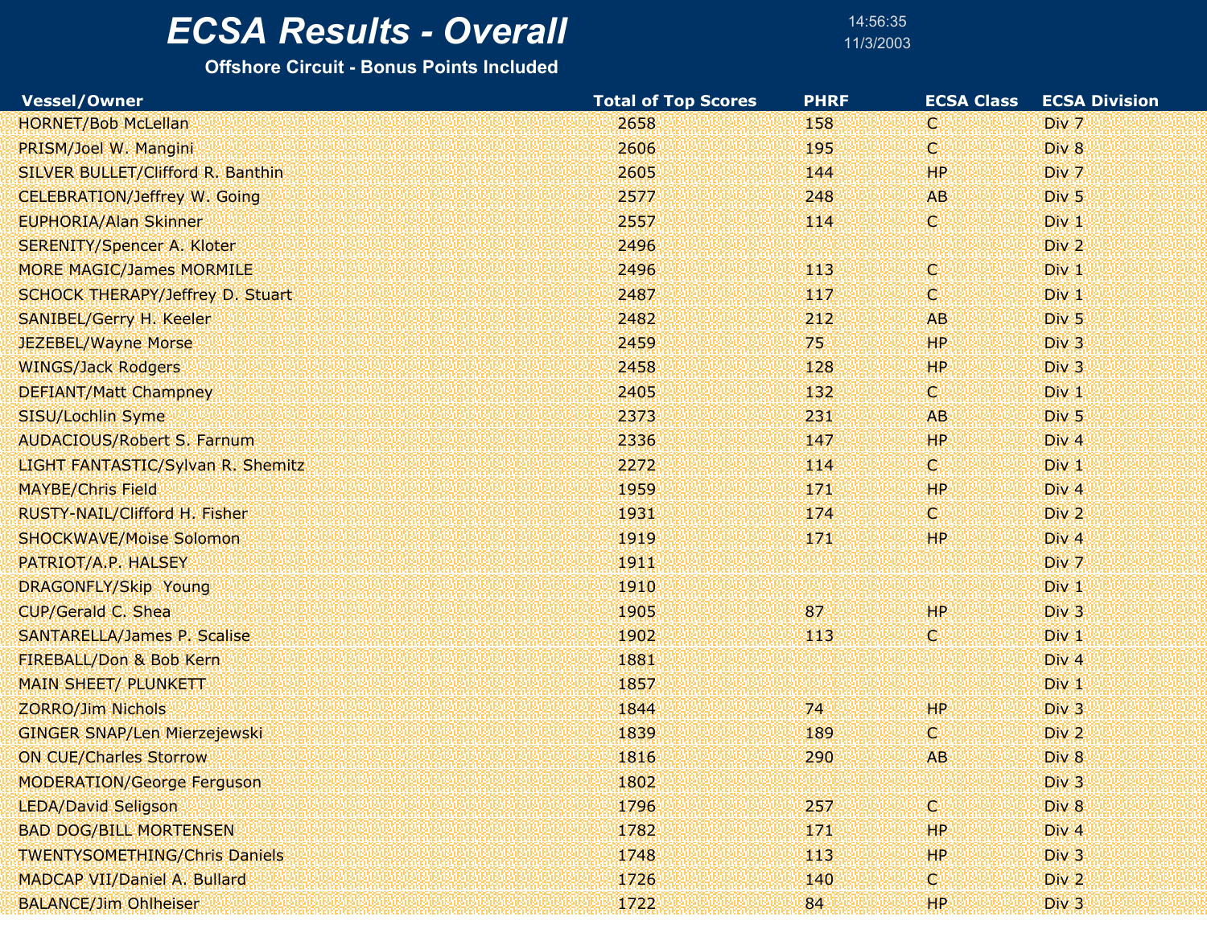# ECSA Results - Overall

**Offshore Circuit - Bonus Points Included**

14:56:35
11/3/2003

| Vessel/Owner | Total of Top Scores | PHRF | ECSA Class | ECSA Division |
|---|---|---|---|---|
| HORNET/Bob McLellan | 2658 | 158 | C | Div 7 |
| PRISM/Joel W. Mangini | 2606 | 195 | C | Div 8 |
| SILVER BULLET/Clifford R. Banthin | 2605 | 144 | HP | Div 7 |
| CELEBRATION/Jeffrey W. Going | 2577 | 248 | AB | Div 5 |
| EUPHORIA/Alan Skinner | 2557 | 114 | C | Div 1 |
| SERENITY/Spencer A. Kloter | 2496 | | | Div 2 |
| MORE MAGIC/James MORMILE | 2496 | 113 | C | Div 1 |
| SCHOCK THERAPY/Jeffrey D. Stuart | 2487 | 117 | C | Div 1 |
| SANIBEL/Gerry H. Keeler | 2482 | 212 | AB | Div 5 |
| JEZEBEL/Wayne Morse | 2459 | 75 | HP | Div 3 |
| WINGS/Jack Rodgers | 2458 | 128 | HP | Div 3 |
| DEFIANT/Matt Champney | 2405 | 132 | C | Div 1 |
| SISU/Lochlin Syme | 2373 | 231 | AB | Div 5 |
| AUDACIOUS/Robert S. Farnum | 2336 | 147 | HP | Div 4 |
| LIGHT FANTASTIC/Sylvan R. Shemitz | 2272 | 114 | C | Div 1 |
| MAYBE/Chris Field | 1959 | 171 | HP | Div 4 |
| RUSTY-NAIL/Clifford H. Fisher | 1931 | 174 | C | Div 2 |
| SHOCKWAVE/Moise Solomon | 1919 | 171 | HP | Div 4 |
| PATRIOT/A.P. HALSEY | 1911 | | | Div 7 |
| DRAGONFLY/Skip Young | 1910 | | | Div 1 |
| CUP/Gerald C. Shea | 1905 | 87 | HP | Div 3 |
| SANTARELLA/James P. Scalise | 1902 | 113 | C | Div 1 |
| FIREBALL/Don & Bob Kern | 1881 | | | Div 4 |
| MAIN SHEET/ PLUNKETT | 1857 | | | Div 1 |
| ZORRO/Jim Nichols | 1844 | 74 | HP | Div 3 |
| GINGER SNAP/Len Mierzejewski | 1839 | 189 | C | Div 2 |
| ON CUE/Charles Storrow | 1816 | 290 | AB | Div 8 |
| MODERATION/George Ferguson | 1802 | | | Div 3 |
| LEDA/David Seligson | 1796 | 257 | C | Div 8 |
| BAD DOG/BILL MORTENSEN | 1782 | 171 | HP | Div 4 |
| TWENTYSOMETHING/Chris Daniels | 1748 | 113 | HP | Div 3 |
| MADCAP VII/Daniel A. Bullard | 1726 | 140 | C | Div 2 |
| BALANCE/Jim Ohlheiser | 1722 | 84 | HP | Div 3 |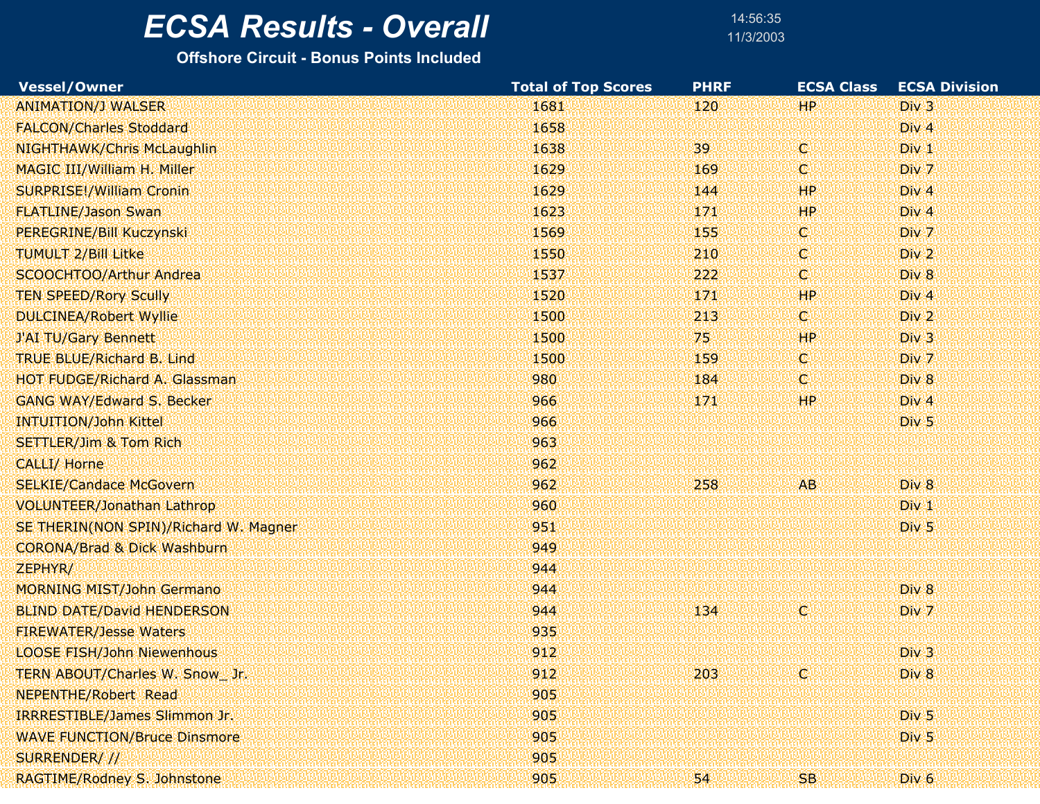# ECSA Results - Overall

**Offshore Circuit - Bonus Points Included**

14:56:35
11/3/2003

| Vessel/Owner | Total of Top Scores | PHRF | ECSA Class | ECSA Division |
|---|---|---|---|---|
| ANIMATION/J WALSER | 1681 | 120 | HP | Div 3 |
| FALCON/Charles Stoddard | 1658 | | | Div 4 |
| NIGHTHAWK/Chris McLaughlin | 1638 | 39 | C | Div 1 |
| MAGIC III/William H. Miller | 1629 | 169 | C | Div 7 |
| SURPRISE!/William Cronin | 1629 | 144 | HP | Div 4 |
| FLATLINE/Jason Swan | 1623 | 171 | HP | Div 4 |
| PEREGRINE/Bill Kuczynski | 1569 | 155 | C | Div 7 |
| TUMULT 2/Bill Litke | 1550 | 210 | C | Div 2 |
| SCOOCHTOO/Arthur Andrea | 1537 | 222 | C | Div 8 |
| TEN SPEED/Rory Scully | 1520 | 171 | HP | Div 4 |
| DULCINEA/Robert Wyllie | 1500 | 213 | C | Div 2 |
| J'AI TU/Gary Bennett | 1500 | 75 | HP | Div 3 |
| TRUE BLUE/Richard B. Lind | 1500 | 159 | C | Div 7 |
| HOT FUDGE/Richard A. Glassman | 980 | 184 | C | Div 8 |
| GANG WAY/Edward S. Becker | 966 | 171 | HP | Div 4 |
| INTUITION/John Kittel | 966 | | | Div 5 |
| SETTLER/Jim & Tom Rich | 963 | | | |
| CALLI/ Horne | 962 | | | |
| SELKIE/Candace McGovern | 962 | 258 | AB | Div 8 |
| VOLUNTEER/Jonathan Lathrop | 960 | | | Div 1 |
| SE THERIN(NON SPIN)/Richard W. Magner | 951 | | | Div 5 |
| CORONA/Brad & Dick Washburn | 949 | | | |
| ZEPHYR/ | 944 | | | |
| MORNING MIST/John Germano | 944 | | | Div 8 |
| BLIND DATE/David HENDERSON | 944 | 134 | C | Div 7 |
| FIREWATER/Jesse Waters | 935 | | | |
| LOOSE FISH/John Niewenhous | 912 | | | Div 3 |
| TERN ABOUT/Charles W. Snow_ Jr. | 912 | 203 | C | Div 8 |
| NEPENTHE/Robert Read | 905 | | | |
| IRRRESTIBLE/James Slimmon Jr. | 905 | | | Div 5 |
| WAVE FUNCTION/Bruce Dinsmore | 905 | | | Div 5 |
| SURRENDER/ // | 905 | | | |
| RAGTIME/Rodney S. Johnstone | 905 | 54 | SB | Div 6 |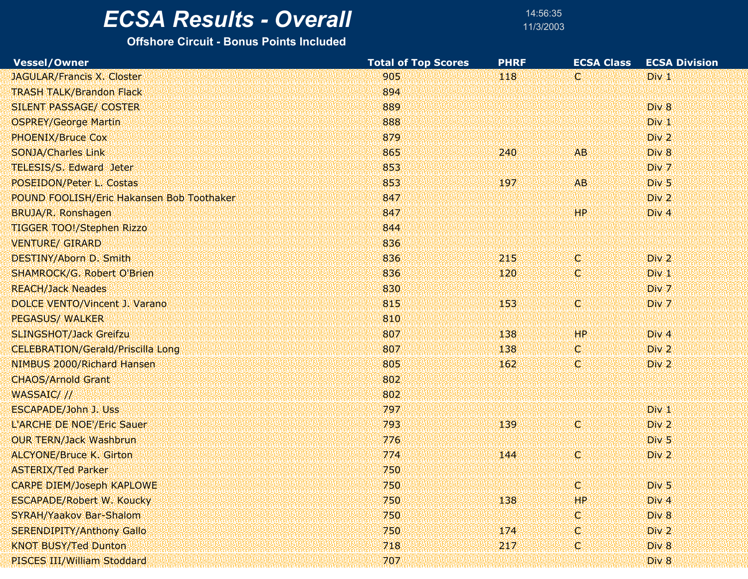# ECSA Results - Overall

14:56:35
11/3/2003

**Offshore Circuit - Bonus Points Included**

| Vessel/Owner | Total of Top Scores | PHRF | ECSA Class | ECSA Division |
|---|---|---|---|---|
| JAGULAR/Francis X. Closter | 905 | 118 | C | Div 1 |
| TRASH TALK/Brandon Flack | 894 | | | |
| SILENT PASSAGE/ COSTER | 889 | | | Div 8 |
| OSPREY/George Martin | 888 | | | Div 1 |
| PHOENIX/Bruce Cox | 879 | | | Div 2 |
| SONJA/Charles Link | 865 | 240 | AB | Div 8 |
| TELESIS/S. Edward Jeter | 853 | | | Div 7 |
| POSEIDON/Peter L. Costas | 853 | 197 | AB | Div 5 |
| POUND FOOLISH/Eric Hakansen Bob Toothaker | 847 | | | Div 2 |
| BRUJA/R. Ronshagen | 847 | | HP | Div 4 |
| TIGGER TOO!/Stephen Rizzo | 844 | | | |
| VENTURE/ GIRARD | 836 | | | |
| DESTINY/Aborn D. Smith | 836 | 215 | C | Div 2 |
| SHAMROCK/G. Robert O'Brien | 836 | 120 | C | Div 1 |
| REACH/Jack Neades | 830 | | | Div 7 |
| DOLCE VENTO/Vincent J. Varano | 815 | 153 | C | Div 7 |
| PEGASUS/ WALKER | 810 | | | |
| SLINGSHOT/Jack Greifzu | 807 | 138 | HP | Div 4 |
| CELEBRATION/Gerald/Priscilla Long | 807 | 138 | C | Div 2 |
| NIMBUS 2000/Richard Hansen | 805 | 162 | C | Div 2 |
| CHAOS/Arnold Grant | 802 | | | |
| WASSAIC/ // | 802 | | | |
| ESCAPADE/John J. Uss | 797 | | | Div 1 |
| L'ARCHE DE NOE'/Eric Sauer | 793 | 139 | C | Div 2 |
| OUR TERN/Jack Washbrun | 776 | | | Div 5 |
| ALCYONE/Bruce K. Girton | 774 | 144 | C | Div 2 |
| ASTERIX/Ted Parker | 750 | | | |
| CARPE DIEM/Joseph KAPLOWE | 750 | | C | Div 5 |
| ESCAPADE/Robert W. Koucky | 750 | 138 | HP | Div 4 |
| SYRAH/Yaakov Bar-Shalom | 750 | | C | Div 8 |
| SERENDIPITY/Anthony Gallo | 750 | 174 | C | Div 2 |
| KNOT BUSY/Ted Dunton | 718 | 217 | C | Div 8 |
| PISCES III/William Stoddard | 707 | | | Div 8 |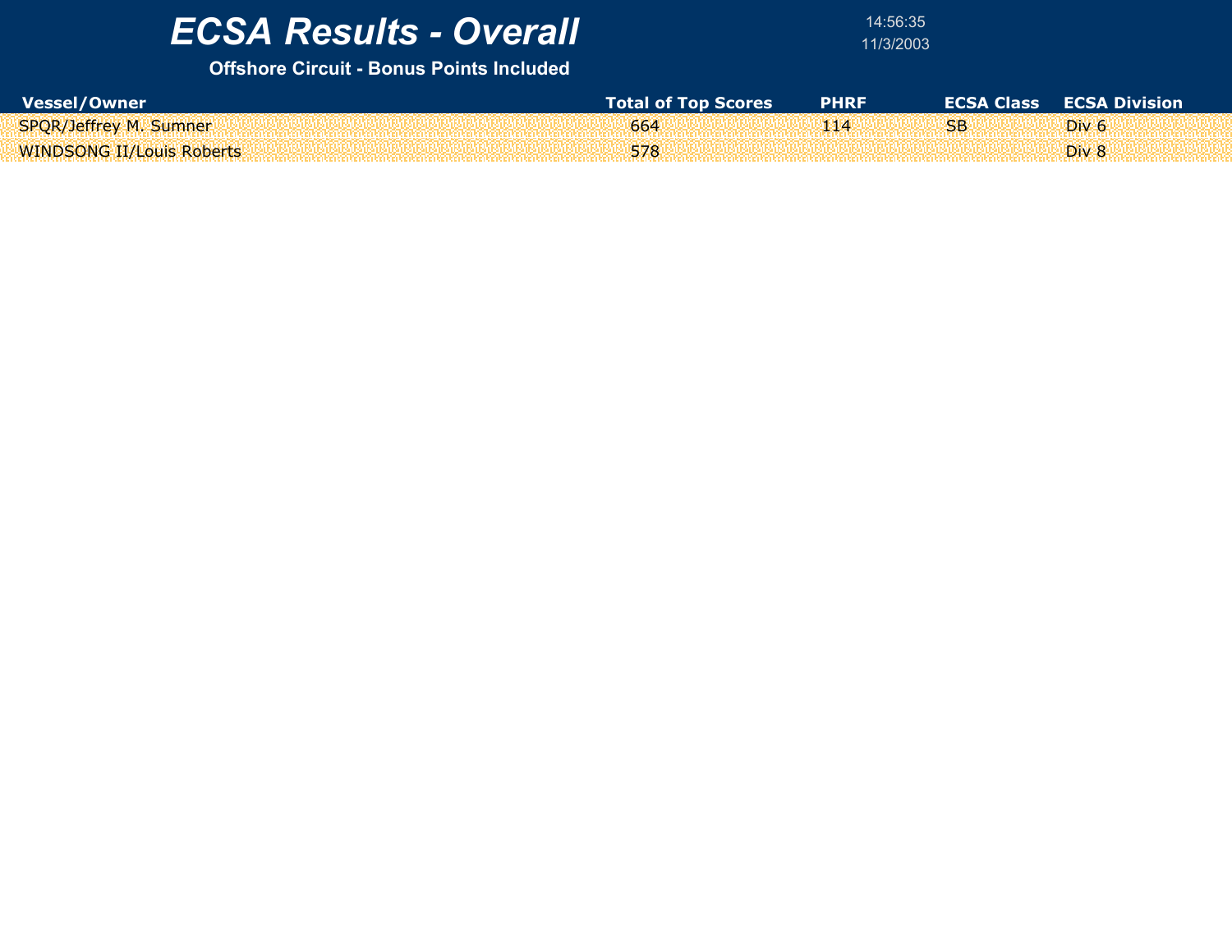# ECSA Results - Overall

**Offshore Circuit - Bonus Points Included**

14:56:35
11/3/2003

| Vessel/Owner | Total of Top Scores | PHRF | ECSA Class | ECSA Division |
|---|---|---|---|---|
| SPQR/Jeffrey M. Sumner | 664 | 114 | SB | Div 6 |
| WINDSONG II/Louis Roberts | 578 | | | Div 8 |